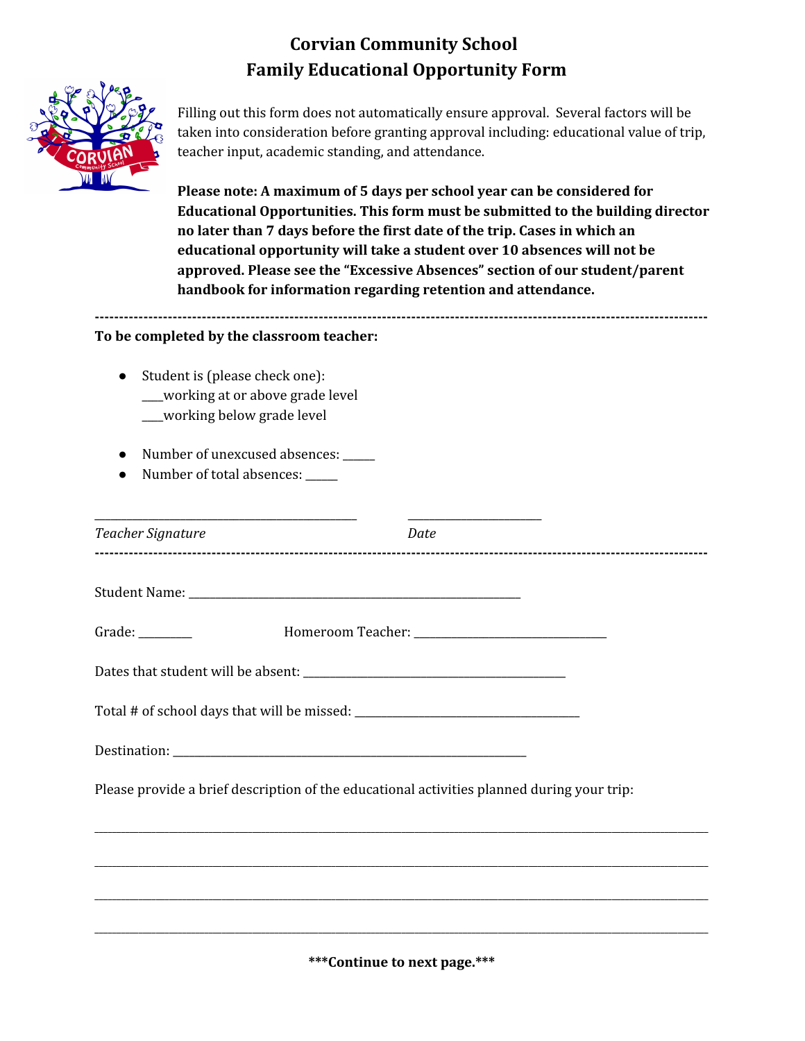# Corvian Community School
## Family Educational Opportunity Form

Filling out this form does not automatically ensure approval. Several factors will be taken into consideration before granting approval including: educational value of trip, teacher input, academic standing, and attendance.

**Please note: A maximum of 5 days per school year can be considered for Educational Opportunities. This form must be submitted to the building director no later than 7 days before the first date of the trip. Cases in which an educational opportunity will take a student over 10 absences will not be approved. Please see the "Excessive Absences" section of our student/parent handbook for information regarding retention and attendance.**

---

**To be completed by the classroom teacher:**

- Student is (please check one):
  ___working at or above grade level
  ___working below grade level

- Number of unexcused absences: _____
- Number of total absences: _____

_____________________________________________ ______________________

*Teacher Signature* *Date*

---

Student Name: _______________________________________________________

Grade: _________ Homeroom Teacher: ________________________________

Dates that student will be absent: ___________________________________________

Total # of school days that will be missed: _____________________________________

Destination: ___________________________________________________________

Please provide a brief description of the educational activities planned during your trip:

_____________________________________________________________________________________

_____________________________________________________________________________________

_____________________________________________________________________________________

_____________________________________________________________________________________

**\*\*\*Continue to next page.\*\*\***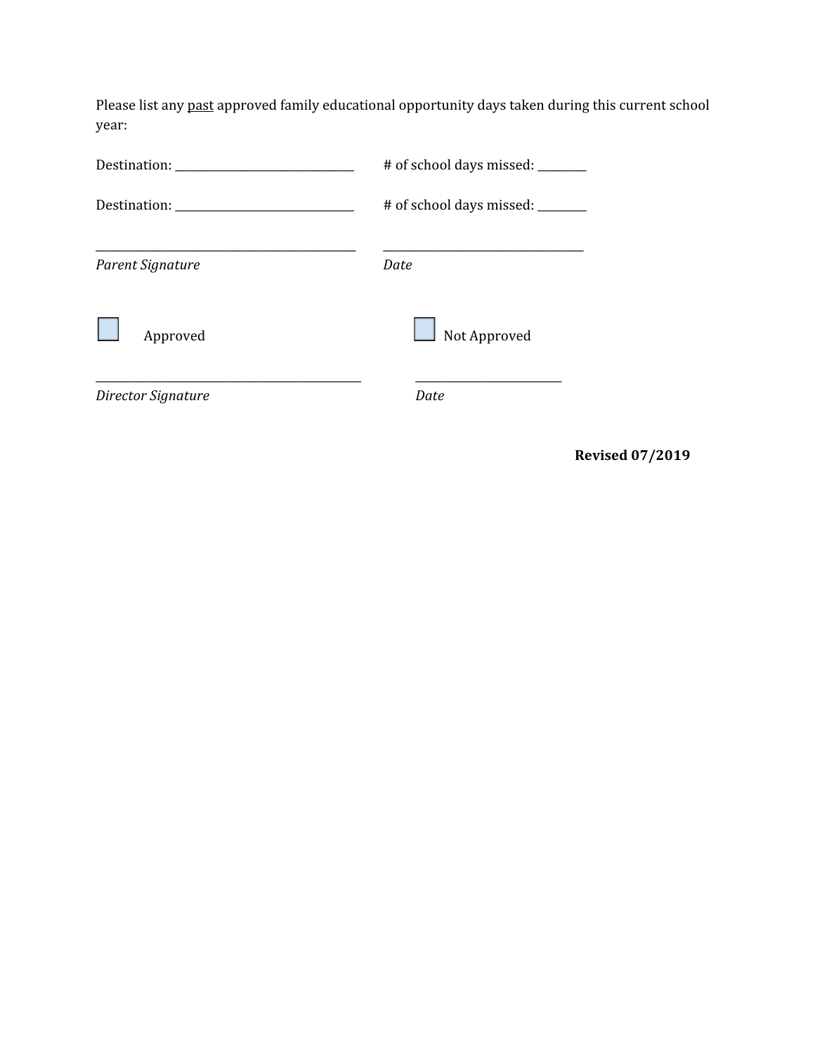Please list any <u>past</u> approved family educational opportunity days taken during this current school year:

Destination: _______________________________ # of school days missed: ________

Destination: _______________________________ # of school days missed: ________

_____________________________________________ __________________________________

*Parent Signature* *Date*

☐ Approved ☐ Not Approved

_____________________________________________ _________________________

*Director Signature* *Date*

**Revised 07/2019**